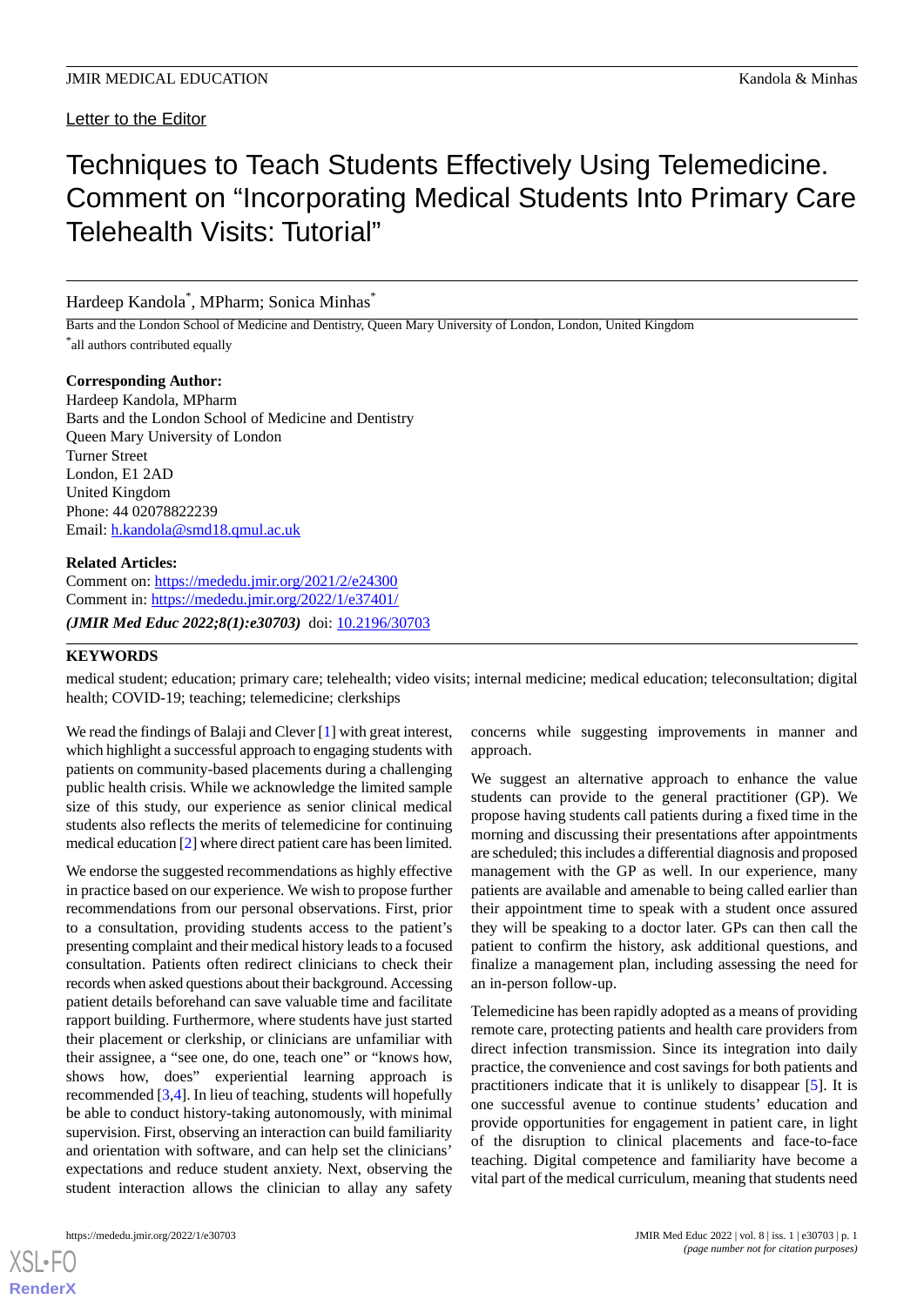Letter to the Editor

# Techniques to Teach Students Effectively Using Telemedicine. Comment on "Incorporating Medical Students Into Primary Care Telehealth Visits: Tutorial"

Hardeep Kandola[*], MPharm; Sonica Minhas[*]

Barts and the London School of Medicine and Dentistry, Queen Mary University of London, London, United Kingdom

[*]all authors contributed equally

**Corresponding Author:**
Hardeep Kandola, MPharm
Barts and the London School of Medicine and Dentistry
Queen Mary University of London
Turner Street
London, E1 2AD
United Kingdom
Phone: 44 02078822239
Email: h.kandola@smd18.qmul.ac.uk

**Related Articles:**
Comment on: https://mededu.jmir.org/2021/2/e24300
Comment in: https://mededu.jmir.org/2022/1/e37401/

***(JMIR Med Educ 2022;8(1):e30703)*** doi: 10.2196/30703

## KEYWORDS

medical student; education; primary care; telehealth; video visits; internal medicine; medical education; teleconsultation; digital health; COVID-19; teaching; telemedicine; clerkships

We read the findings of Balaji and Clever [1] with great interest, which highlight a successful approach to engaging students with patients on community-based placements during a challenging public health crisis. While we acknowledge the limited sample size of this study, our experience as senior clinical medical students also reflects the merits of telemedicine for continuing medical education [2] where direct patient care has been limited.

We endorse the suggested recommendations as highly effective in practice based on our experience. We wish to propose further recommendations from our personal observations. First, prior to a consultation, providing students access to the patient's presenting complaint and their medical history leads to a focused consultation. Patients often redirect clinicians to check their records when asked questions about their background. Accessing patient details beforehand can save valuable time and facilitate rapport building. Furthermore, where students have just started their placement or clerkship, or clinicians are unfamiliar with their assignee, a "see one, do one, teach one" or "knows how, shows how, does" experiential learning approach is recommended [3,4]. In lieu of teaching, students will hopefully be able to conduct history-taking autonomously, with minimal supervision. First, observing an interaction can build familiarity and orientation with software, and can help set the clinicians' expectations and reduce student anxiety. Next, observing the student interaction allows the clinician to allay any safety concerns while suggesting improvements in manner and approach.

We suggest an alternative approach to enhance the value students can provide to the general practitioner (GP). We propose having students call patients during a fixed time in the morning and discussing their presentations after appointments are scheduled; this includes a differential diagnosis and proposed management with the GP as well. In our experience, many patients are available and amenable to being called earlier than their appointment time to speak with a student once assured they will be speaking to a doctor later. GPs can then call the patient to confirm the history, ask additional questions, and finalize a management plan, including assessing the need for an in-person follow-up.

Telemedicine has been rapidly adopted as a means of providing remote care, protecting patients and health care providers from direct infection transmission. Since its integration into daily practice, the convenience and cost savings for both patients and practitioners indicate that it is unlikely to disappear [5]. It is one successful avenue to continue students' education and provide opportunities for engagement in patient care, in light of the disruption to clinical placements and face-to-face teaching. Digital competence and familiarity have become a vital part of the medical curriculum, meaning that students need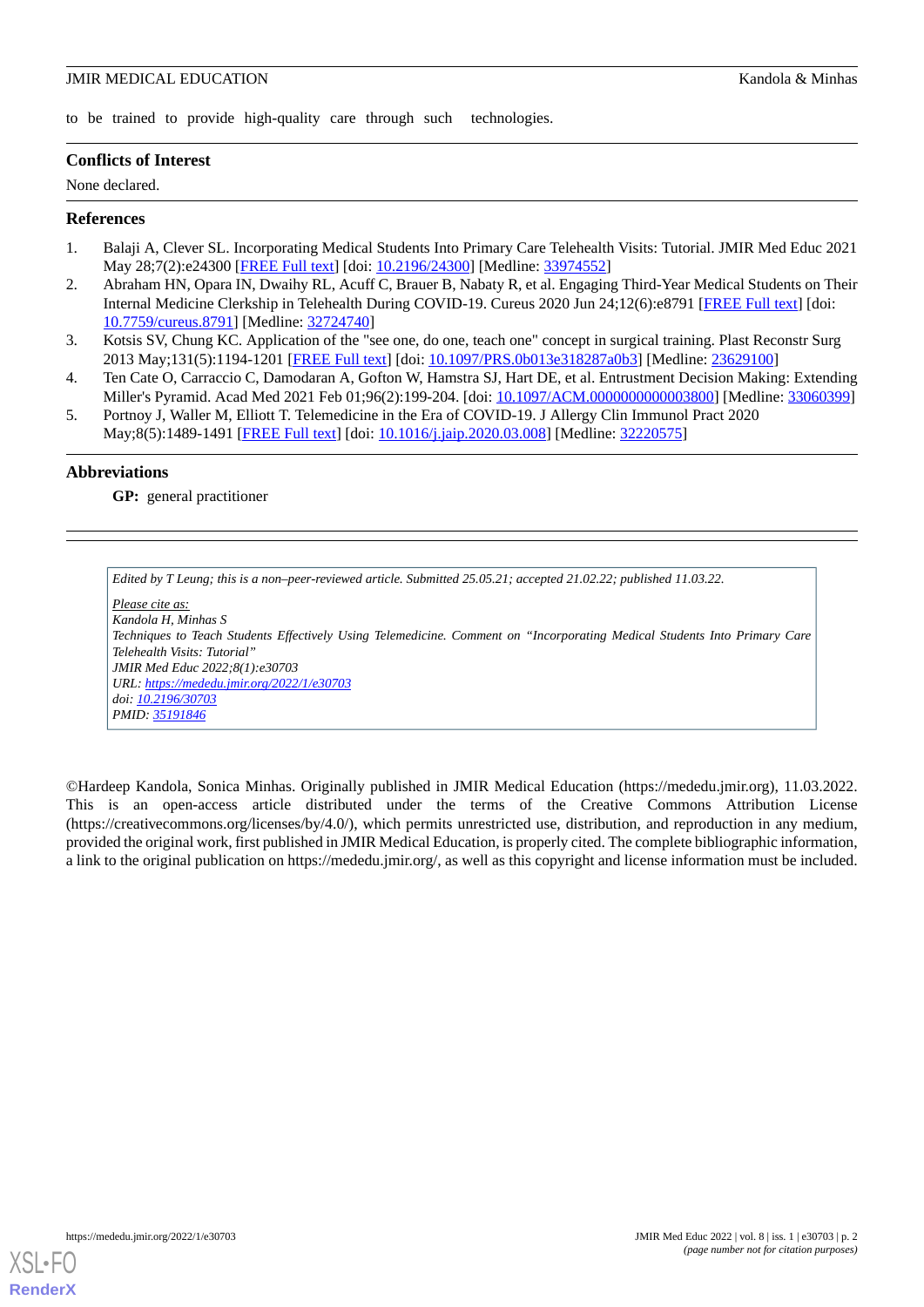to be trained to provide high-quality care through such technologies.

## Conflicts of Interest

None declared.

## References

1. Balaji A, Clever SL. Incorporating Medical Students Into Primary Care Telehealth Visits: Tutorial. JMIR Med Educ 2021 May 28;7(2):e24300 [FREE Full text] [doi: 10.2196/24300] [Medline: 33974552]
2. Abraham HN, Opara IN, Dwaihy RL, Acuff C, Brauer B, Nabaty R, et al. Engaging Third-Year Medical Students on Their Internal Medicine Clerkship in Telehealth During COVID-19. Cureus 2020 Jun 24;12(6):e8791 [FREE Full text] [doi: 10.7759/cureus.8791] [Medline: 32724740]
3. Kotsis SV, Chung KC. Application of the "see one, do one, teach one" concept in surgical training. Plast Reconstr Surg 2013 May;131(5):1194-1201 [FREE Full text] [doi: 10.1097/PRS.0b013e318287a0b3] [Medline: 23629100]
4. Ten Cate O, Carraccio C, Damodaran A, Gofton W, Hamstra SJ, Hart DE, et al. Entrustment Decision Making: Extending Miller's Pyramid. Acad Med 2021 Feb 01;96(2):199-204. [doi: 10.1097/ACM.0000000000003800] [Medline: 33060399]
5. Portnoy J, Waller M, Elliott T. Telemedicine in the Era of COVID-19. J Allergy Clin Immunol Pract 2020 May;8(5):1489-1491 [FREE Full text] [doi: 10.1016/j.jaip.2020.03.008] [Medline: 32220575]

## Abbreviations

**GP:** general practitioner

---

*Edited by T Leung; this is a non–peer-reviewed article. Submitted 25.05.21; accepted 21.02.22; published 11.03.22.*

*Please cite as:*
*Kandola H, Minhas S*
*Techniques to Teach Students Effectively Using Telemedicine. Comment on "Incorporating Medical Students Into Primary Care Telehealth Visits: Tutorial"*
*JMIR Med Educ 2022;8(1):e30703*
*URL: https://mededu.jmir.org/2022/1/e30703*
*doi: 10.2196/30703*
*PMID: 35191846*

©Hardeep Kandola, Sonica Minhas. Originally published in JMIR Medical Education (https://mededu.jmir.org), 11.03.2022. This is an open-access article distributed under the terms of the Creative Commons Attribution License (https://creativecommons.org/licenses/by/4.0/), which permits unrestricted use, distribution, and reproduction in any medium, provided the original work, first published in JMIR Medical Education, is properly cited. The complete bibliographic information, a link to the original publication on https://mededu.jmir.org/, as well as this copyright and license information must be included.